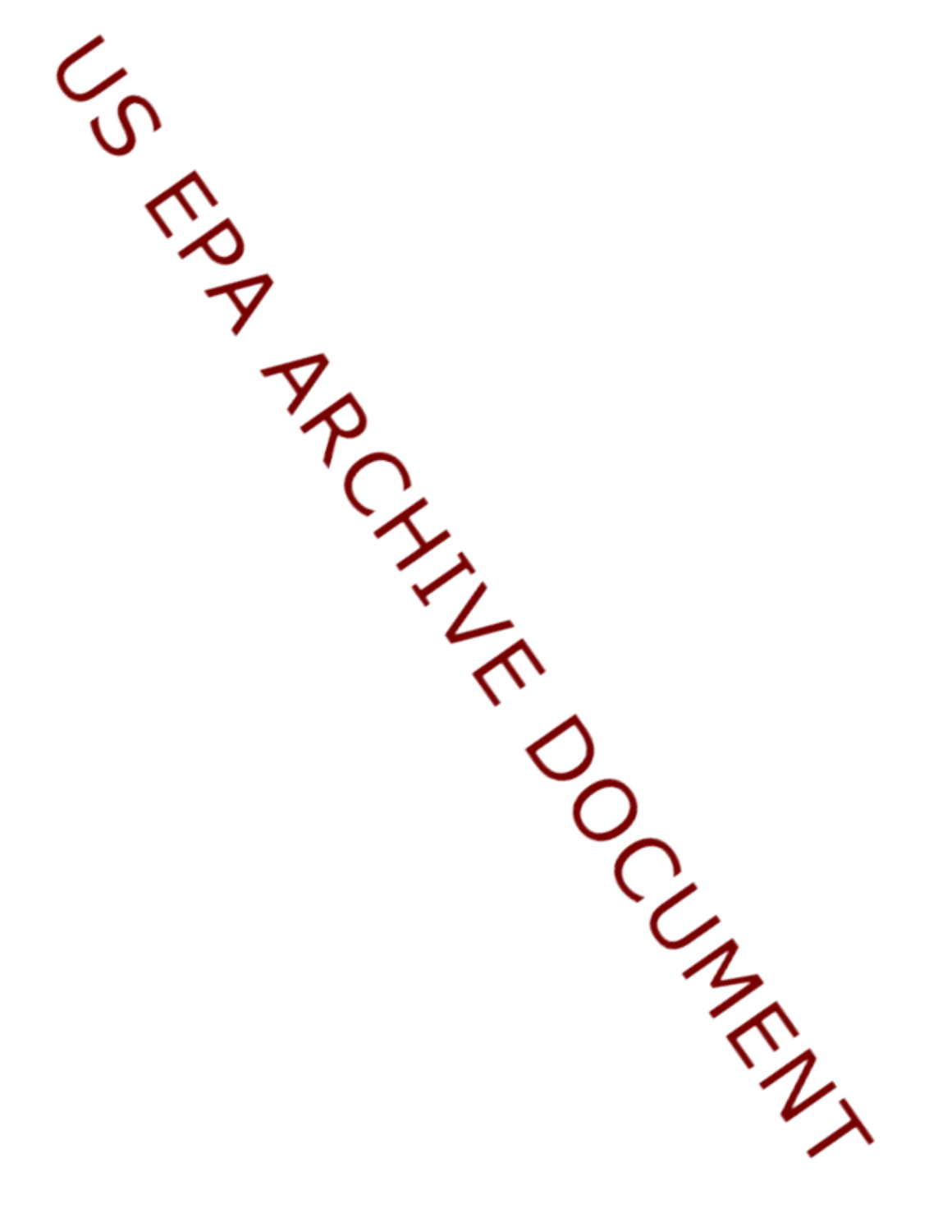US EPA ARCHIVE DOCUMENT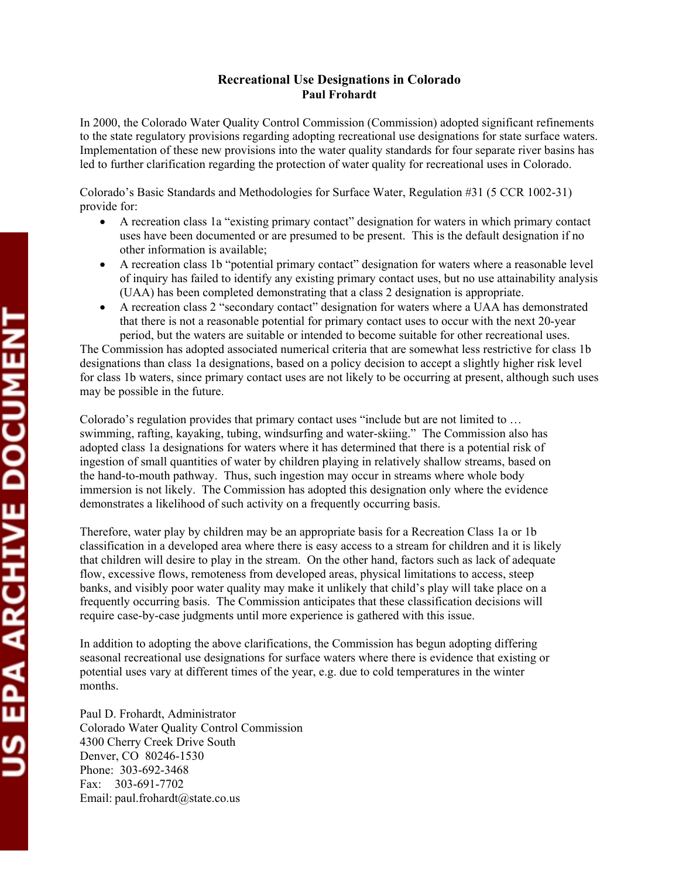# Recreational Use Designations in Colorado

**Paul Frohardt**

In 2000, the Colorado Water Quality Control Commission (Commission) adopted significant refinements to the state regulatory provisions regarding adopting recreational use designations for state surface waters. Implementation of these new provisions into the water quality standards for four separate river basins has led to further clarification regarding the protection of water quality for recreational uses in Colorado.

Colorado's Basic Standards and Methodologies for Surface Water, Regulation #31 (5 CCR 1002-31) provide for:

- A recreation class 1a "existing primary contact" designation for waters in which primary contact uses have been documented or are presumed to be present. This is the default designation if no other information is available;
- A recreation class 1b "potential primary contact" designation for waters where a reasonable level of inquiry has failed to identify any existing primary contact uses, but no use attainability analysis (UAA) has been completed demonstrating that a class 2 designation is appropriate.
- A recreation class 2 "secondary contact" designation for waters where a UAA has demonstrated that there is not a reasonable potential for primary contact uses to occur with the next 20-year period, but the waters are suitable or intended to become suitable for other recreational uses.

The Commission has adopted associated numerical criteria that are somewhat less restrictive for class 1b designations than class 1a designations, based on a policy decision to accept a slightly higher risk level for class 1b waters, since primary contact uses are not likely to be occurring at present, although such uses may be possible in the future.

Colorado's regulation provides that primary contact uses "include but are not limited to … swimming, rafting, kayaking, tubing, windsurfing and water-skiing." The Commission also has adopted class 1a designations for waters where it has determined that there is a potential risk of ingestion of small quantities of water by children playing in relatively shallow streams, based on the hand-to-mouth pathway. Thus, such ingestion may occur in streams where whole body immersion is not likely. The Commission has adopted this designation only where the evidence demonstrates a likelihood of such activity on a frequently occurring basis.

Therefore, water play by children may be an appropriate basis for a Recreation Class 1a or 1b classification in a developed area where there is easy access to a stream for children and it is likely that children will desire to play in the stream. On the other hand, factors such as lack of adequate flow, excessive flows, remoteness from developed areas, physical limitations to access, steep banks, and visibly poor water quality may make it unlikely that child's play will take place on a frequently occurring basis. The Commission anticipates that these classification decisions will require case-by-case judgments until more experience is gathered with this issue.

In addition to adopting the above clarifications, the Commission has begun adopting differing seasonal recreational use designations for surface waters where there is evidence that existing or potential uses vary at different times of the year, e.g. due to cold temperatures in the winter months.

Paul D. Frohardt, Administrator
Colorado Water Quality Control Commission
4300 Cherry Creek Drive South
Denver, CO 80246-1530
Phone: 303-692-3468
Fax: 303-691-7702
Email: paul.frohardt@state.co.us